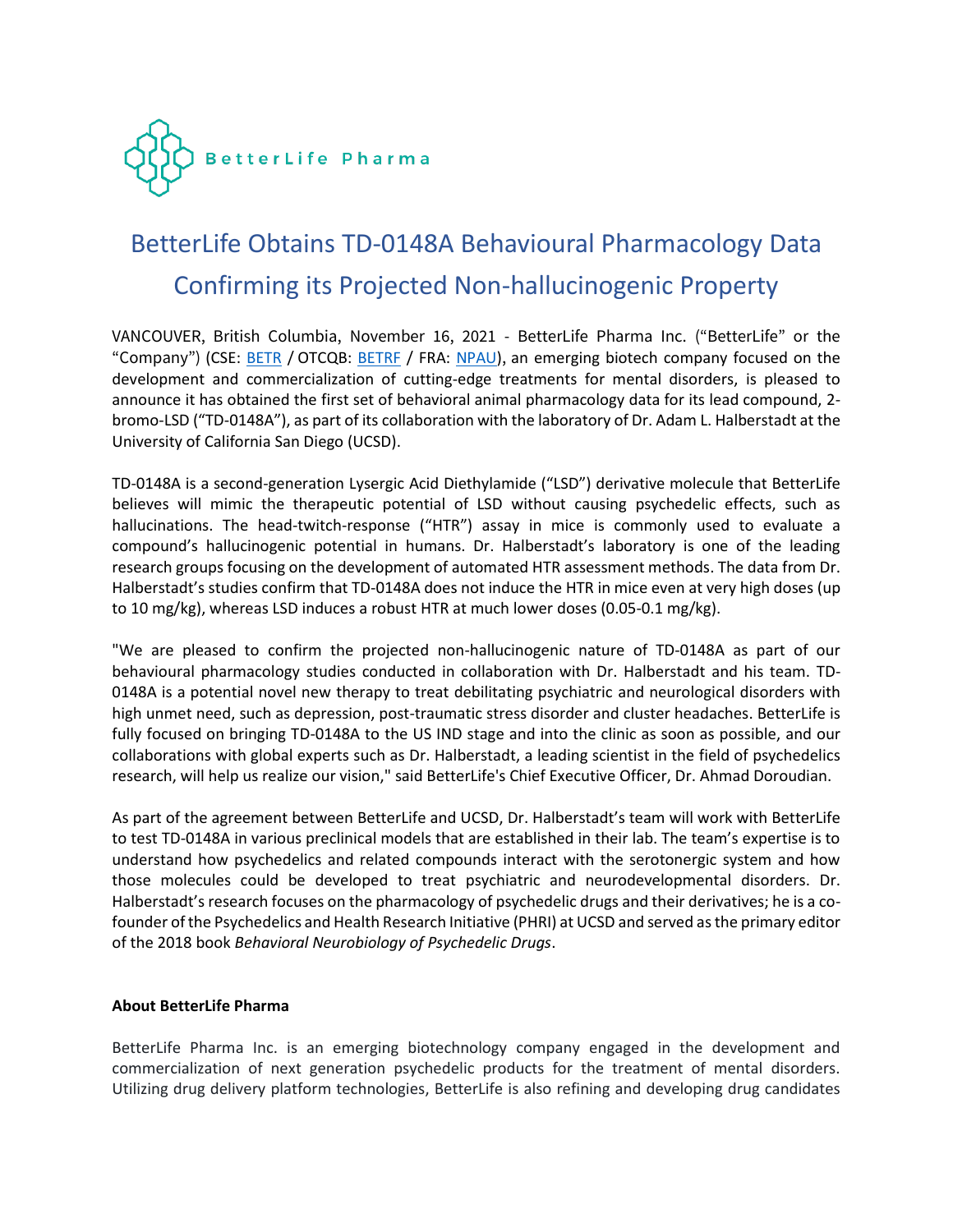BetterLife Pharma

# BetterLife Obtains TD-0148A Behavioural Pharmacology Data Confirming its Projected Non-hallucinogenic Property

VANCOUVER, British Columbia, November 16, 2021 - BetterLife Pharma Inc. ("BetterLife" or the "Company") (CSE: BETR / OTCQB: BETRF / FRA: NPAU), an emerging biotech company focused on the development and commercialization of cutting-edge treatments for mental disorders, is pleased to announce it has obtained the first set of behavioral animal pharmacology data for its lead compound, 2-bromo-LSD ("TD-0148A"), as part of its collaboration with the laboratory of Dr. Adam L. Halberstadt at the University of California San Diego (UCSD).

TD-0148A is a second-generation Lysergic Acid Diethylamide ("LSD") derivative molecule that BetterLife believes will mimic the therapeutic potential of LSD without causing psychedelic effects, such as hallucinations. The head-twitch-response ("HTR") assay in mice is commonly used to evaluate a compound's hallucinogenic potential in humans. Dr. Halberstadt's laboratory is one of the leading research groups focusing on the development of automated HTR assessment methods. The data from Dr. Halberstadt's studies confirm that TD-0148A does not induce the HTR in mice even at very high doses (up to 10 mg/kg), whereas LSD induces a robust HTR at much lower doses (0.05-0.1 mg/kg).

"We are pleased to confirm the projected non-hallucinogenic nature of TD-0148A as part of our behavioural pharmacology studies conducted in collaboration with Dr. Halberstadt and his team. TD-0148A is a potential novel new therapy to treat debilitating psychiatric and neurological disorders with high unmet need, such as depression, post-traumatic stress disorder and cluster headaches. BetterLife is fully focused on bringing TD-0148A to the US IND stage and into the clinic as soon as possible, and our collaborations with global experts such as Dr. Halberstadt, a leading scientist in the field of psychedelics research, will help us realize our vision," said BetterLife's Chief Executive Officer, Dr. Ahmad Doroudian.

As part of the agreement between BetterLife and UCSD, Dr. Halberstadt's team will work with BetterLife to test TD-0148A in various preclinical models that are established in their lab. The team's expertise is to understand how psychedelics and related compounds interact with the serotonergic system and how those molecules could be developed to treat psychiatric and neurodevelopmental disorders. Dr. Halberstadt's research focuses on the pharmacology of psychedelic drugs and their derivatives; he is a co-founder of the Psychedelics and Health Research Initiative (PHRI) at UCSD and served as the primary editor of the 2018 book *Behavioral Neurobiology of Psychedelic Drugs*.

**About BetterLife Pharma**

BetterLife Pharma Inc. is an emerging biotechnology company engaged in the development and commercialization of next generation psychedelic products for the treatment of mental disorders. Utilizing drug delivery platform technologies, BetterLife is also refining and developing drug candidates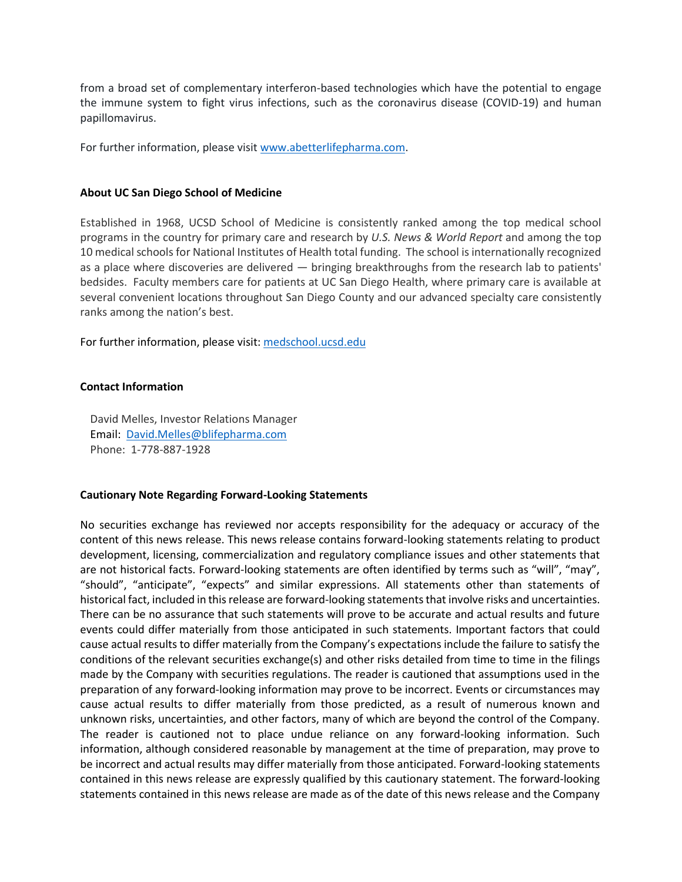from a broad set of complementary interferon-based technologies which have the potential to engage the immune system to fight virus infections, such as the coronavirus disease (COVID-19) and human papillomavirus.

For further information, please visit [www.abetterlifepharma.com](www.abetterlifepharma.com).

**About UC San Diego School of Medicine**

Established in 1968, UCSD School of Medicine is consistently ranked among the top medical school programs in the country for primary care and research by *U.S. News & World Report* and among the top 10 medical schools for National Institutes of Health total funding. The school is internationally recognized as a place where discoveries are delivered — bringing breakthroughs from the research lab to patients' bedsides. Faculty members care for patients at UC San Diego Health, where primary care is available at several convenient locations throughout San Diego County and our advanced specialty care consistently ranks among the nation's best.

For further information, please visit: [medschool.ucsd.edu](medschool.ucsd.edu)

**Contact Information**

David Melles, Investor Relations Manager
Email: [David.Melles@blifepharma.com](mailto:David.Melles@blifepharma.com)
Phone: 1-778-887-1928

**Cautionary Note Regarding Forward-Looking Statements**

No securities exchange has reviewed nor accepts responsibility for the adequacy or accuracy of the content of this news release. This news release contains forward-looking statements relating to product development, licensing, commercialization and regulatory compliance issues and other statements that are not historical facts. Forward-looking statements are often identified by terms such as "will", "may", "should", "anticipate", "expects" and similar expressions. All statements other than statements of historical fact, included in this release are forward-looking statements that involve risks and uncertainties. There can be no assurance that such statements will prove to be accurate and actual results and future events could differ materially from those anticipated in such statements. Important factors that could cause actual results to differ materially from the Company's expectations include the failure to satisfy the conditions of the relevant securities exchange(s) and other risks detailed from time to time in the filings made by the Company with securities regulations. The reader is cautioned that assumptions used in the preparation of any forward-looking information may prove to be incorrect. Events or circumstances may cause actual results to differ materially from those predicted, as a result of numerous known and unknown risks, uncertainties, and other factors, many of which are beyond the control of the Company. The reader is cautioned not to place undue reliance on any forward-looking information. Such information, although considered reasonable by management at the time of preparation, may prove to be incorrect and actual results may differ materially from those anticipated. Forward-looking statements contained in this news release are expressly qualified by this cautionary statement. The forward-looking statements contained in this news release are made as of the date of this news release and the Company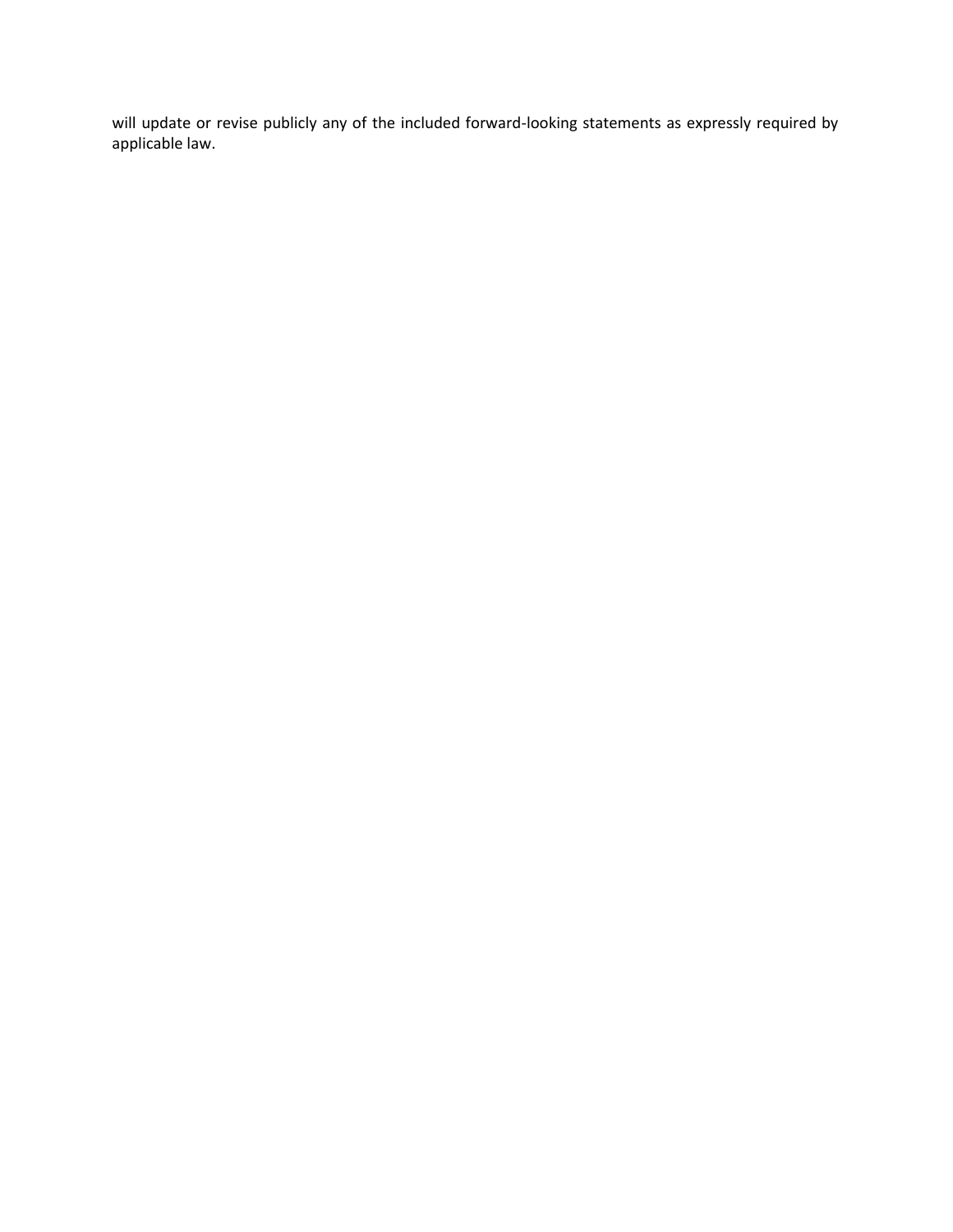will update or revise publicly any of the included forward-looking statements as expressly required by applicable law.